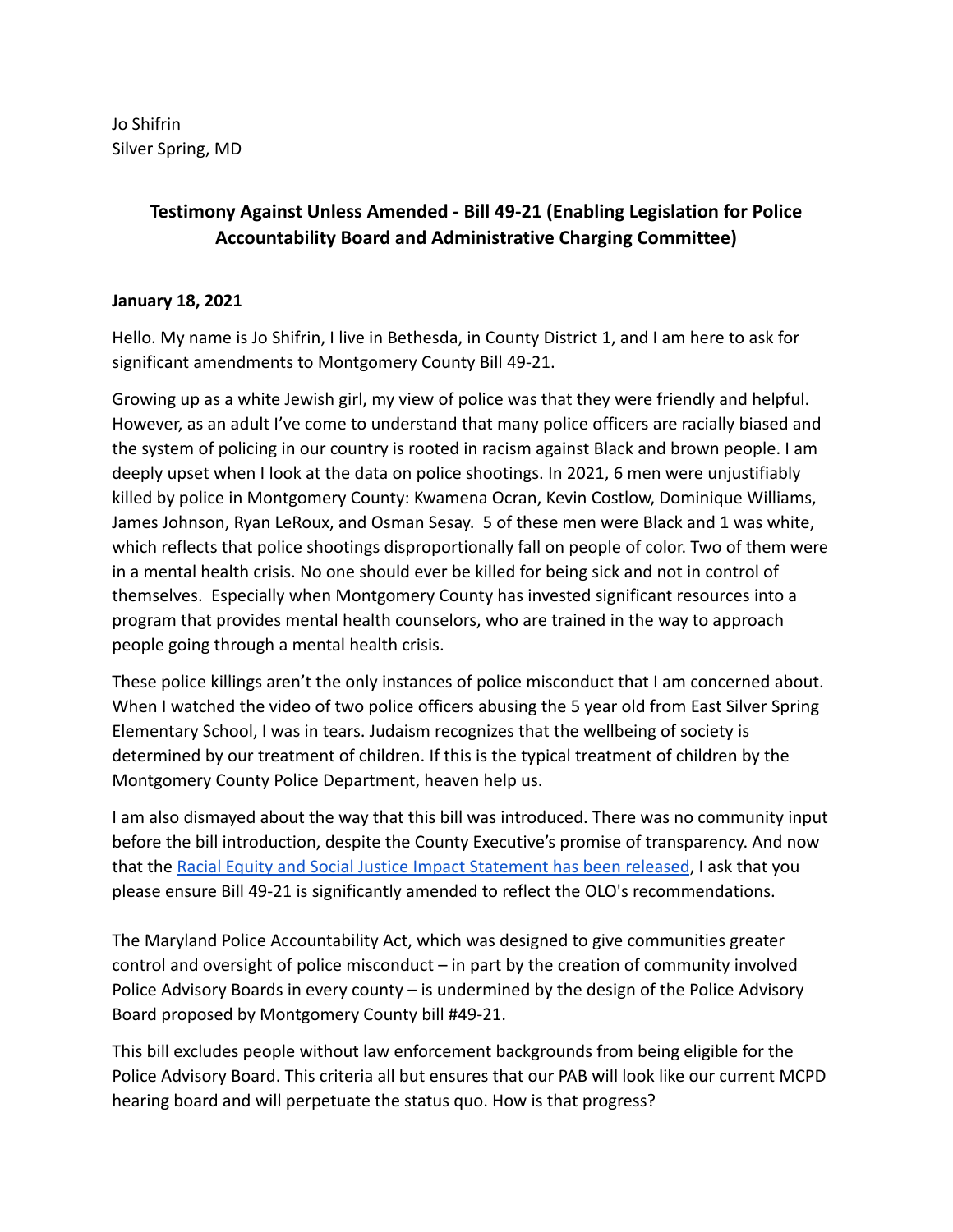Jo Shifrin
Silver Spring, MD

## Testimony Against Unless Amended - Bill 49-21 (Enabling Legislation for Police Accountability Board and Administrative Charging Committee)

**January 18, 2021**

Hello. My name is Jo Shifrin, I live in Bethesda, in County District 1, and I am here to ask for significant amendments to Montgomery County Bill 49-21.

Growing up as a white Jewish girl, my view of police was that they were friendly and helpful. However, as an adult I've come to understand that many police officers are racially biased and the system of policing in our country is rooted in racism against Black and brown people. I am deeply upset when I look at the data on police shootings. In 2021, 6 men were unjustifiably killed by police in Montgomery County: Kwamena Ocran, Kevin Costlow, Dominique Williams, James Johnson, Ryan LeRoux, and Osman Sesay. 5 of these men were Black and 1 was white, which reflects that police shootings disproportionally fall on people of color. Two of them were in a mental health crisis. No one should ever be killed for being sick and not in control of themselves. Especially when Montgomery County has invested significant resources into a program that provides mental health counselors, who are trained in the way to approach people going through a mental health crisis.

These police killings aren't the only instances of police misconduct that I am concerned about. When I watched the video of two police officers abusing the 5 year old from East Silver Spring Elementary School, I was in tears. Judaism recognizes that the wellbeing of society is determined by our treatment of children. If this is the typical treatment of children by the Montgomery County Police Department, heaven help us.

I am also dismayed about the way that this bill was introduced. There was no community input before the bill introduction, despite the County Executive's promise of transparency. And now that the Racial Equity and Social Justice Impact Statement has been released, I ask that you please ensure Bill 49-21 is significantly amended to reflect the OLO's recommendations.

The Maryland Police Accountability Act, which was designed to give communities greater control and oversight of police misconduct – in part by the creation of community involved Police Advisory Boards in every county – is undermined by the design of the Police Advisory Board proposed by Montgomery County bill #49-21.

This bill excludes people without law enforcement backgrounds from being eligible for the Police Advisory Board. This criteria all but ensures that our PAB will look like our current MCPD hearing board and will perpetuate the status quo. How is that progress?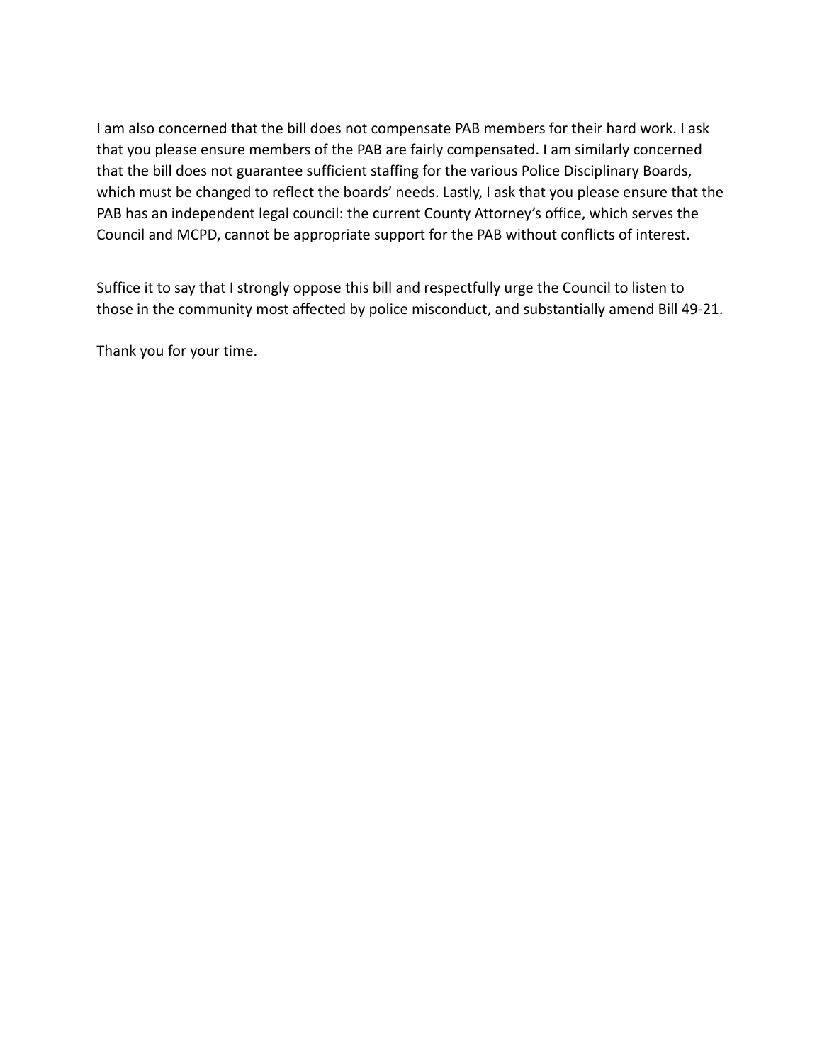I am also concerned that the bill does not compensate PAB members for their hard work. I ask that you please ensure members of the PAB are fairly compensated. I am similarly concerned that the bill does not guarantee sufficient staffing for the various Police Disciplinary Boards, which must be changed to reflect the boards' needs. Lastly, I ask that you please ensure that the PAB has an independent legal council: the current County Attorney's office, which serves the Council and MCPD, cannot be appropriate support for the PAB without conflicts of interest.

Suffice it to say that I strongly oppose this bill and respectfully urge the Council to listen to those in the community most affected by police misconduct, and substantially amend Bill 49-21.

Thank you for your time.